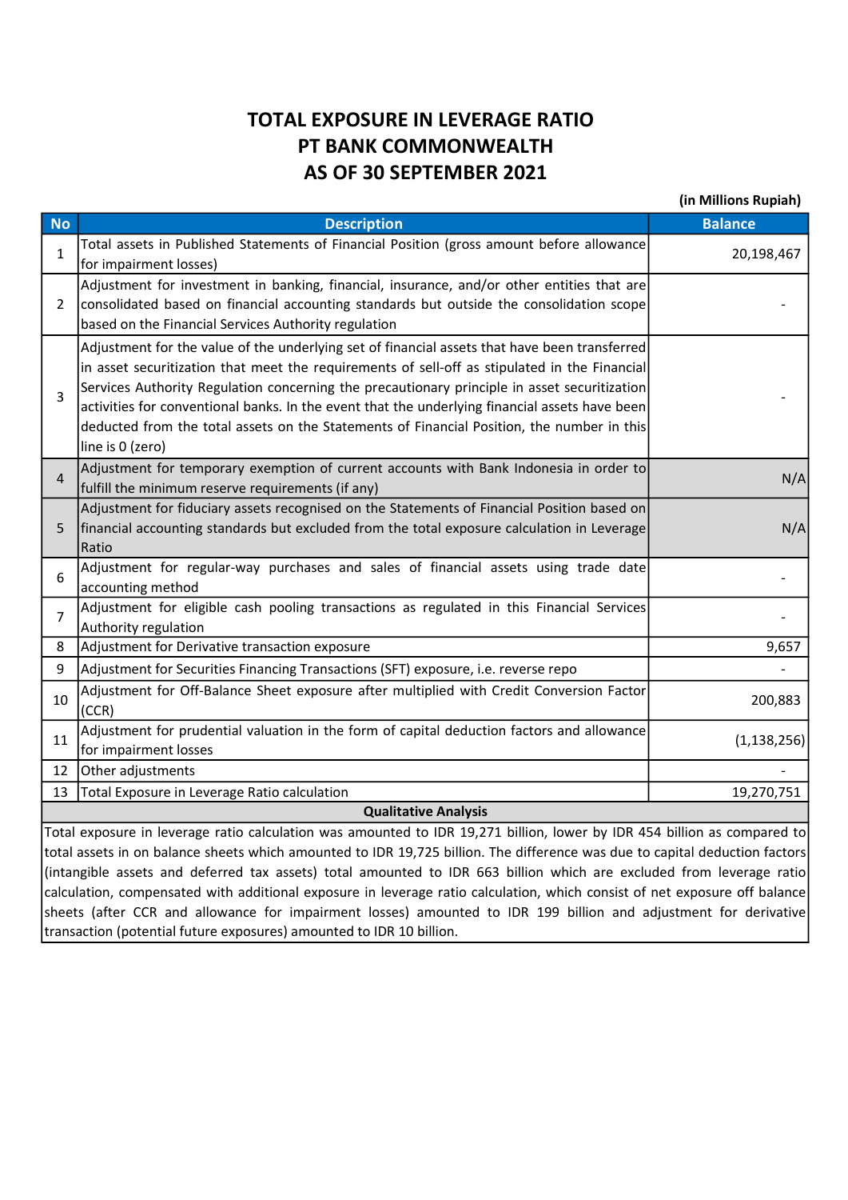# TOTAL EXPOSURE IN LEVERAGE RATIO
# PT BANK COMMONWEALTH
# AS OF 30 SEPTEMBER 2021

(in Millions Rupiah)

| No | Description | Balance |
|---|---|---|
| 1 | Total assets in Published Statements of Financial Position (gross amount before allowance for impairment losses) | 20,198,467 |
| 2 | Adjustment for investment in banking, financial, insurance, and/or other entities that are consolidated based on financial accounting standards but outside the consolidation scope based on the Financial Services Authority regulation | - |
| 3 | Adjustment for the value of the underlying set of financial assets that have been transferred in asset securitization that meet the requirements of sell-off as stipulated in the Financial Services Authority Regulation concerning the precautionary principle in asset securitization activities for conventional banks. In the event that the underlying financial assets have been deducted from the total assets on the Statements of Financial Position, the number in this line is 0 (zero) | - |
| 4 | Adjustment for temporary exemption of current accounts with Bank Indonesia in order to fulfill the minimum reserve requirements (if any) | N/A |
| 5 | Adjustment for fiduciary assets recognised on the Statements of Financial Position based on financial accounting standards but excluded from the total exposure calculation in Leverage Ratio | N/A |
| 6 | Adjustment for regular-way purchases and sales of financial assets using trade date accounting method | - |
| 7 | Adjustment for eligible cash pooling transactions as regulated in this Financial Services Authority regulation | - |
| 8 | Adjustment for Derivative transaction exposure | 9,657 |
| 9 | Adjustment for Securities Financing Transactions (SFT) exposure, i.e. reverse repo | - |
| 10 | Adjustment for Off-Balance Sheet exposure after multiplied with Credit Conversion Factor (CCR) | 200,883 |
| 11 | Adjustment for prudential valuation in the form of capital deduction factors and allowance for impairment losses | (1,138,256) |
| 12 | Other adjustments | - |
| 13 | Total Exposure in Leverage Ratio calculation | 19,270,751 |

**Qualitative Analysis**

Total exposure in leverage ratio calculation was amounted to IDR 19,271 billion, lower by IDR 454 billion as compared to total assets in on balance sheets which amounted to IDR 19,725 billion. The difference was due to capital deduction factors (intangible assets and deferred tax assets) total amounted to IDR 663 billion which are excluded from leverage ratio calculation, compensated with additional exposure in leverage ratio calculation, which consist of net exposure off balance sheets (after CCR and allowance for impairment losses) amounted to IDR 199 billion and adjustment for derivative transaction (potential future exposures) amounted to IDR 10 billion.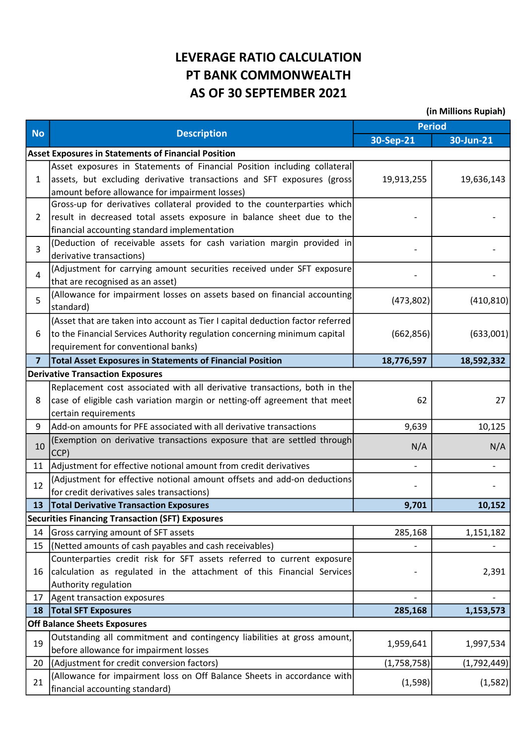# LEVERAGE RATIO CALCULATION
# PT BANK COMMONWEALTH
# AS OF 30 SEPTEMBER 2021

(in Millions Rupiah)

| No | Description | Period | |
|---|---|---|---|
| | | 30-Sep-21 | 30-Jun-21 |
| **Asset Exposures in Statements of Financial Position** | | | |
| 1 | Asset exposures in Statements of Financial Position including collateral assets, but excluding derivative transactions and SFT exposures (gross amount before allowance for impairment losses) | 19,913,255 | 19,636,143 |
| 2 | Gross-up for derivatives collateral provided to the counterparties which result in decreased total assets exposure in balance sheet due to the financial accounting standard implementation | - | - |
| 3 | (Deduction of receivable assets for cash variation margin provided in derivative transactions) | - | - |
| 4 | (Adjustment for carrying amount securities received under SFT exposure that are recognised as an asset) | - | - |
| 5 | (Allowance for impairment losses on assets based on financial accounting standard) | (473,802) | (410,810) |
| 6 | (Asset that are taken into account as Tier I capital deduction factor referred to the Financial Services Authority regulation concerning minimum capital requirement for conventional banks) | (662,856) | (633,001) |
| **7** | **Total Asset Exposures in Statements of Financial Position** | **18,776,597** | **18,592,332** |
| **Derivative Transaction Exposures** | | | |
| 8 | Replacement cost associated with all derivative transactions, both in the case of eligible cash variation margin or netting-off agreement that meet certain requirements | 62 | 27 |
| 9 | Add-on amounts for PFE associated with all derivative transactions | 9,639 | 10,125 |
| 10 | (Exemption on derivative transactions exposure that are settled through CCP) | N/A | N/A |
| 11 | Adjustment for effective notional amount from credit derivatives | - | - |
| 12 | (Adjustment for effective notional amount offsets and add-on deductions for credit derivatives sales transactions) | - | - |
| **13** | **Total Derivative Transaction Exposures** | **9,701** | **10,152** |
| **Securities Financing Transaction (SFT) Exposures** | | | |
| 14 | Gross carrying amount of SFT assets | 285,168 | 1,151,182 |
| 15 | (Netted amounts of cash payables and cash receivables) | - | - |
| 16 | Counterparties credit risk for SFT assets referred to current exposure calculation as regulated in the attachment of this Financial Services Authority regulation | - | 2,391 |
| 17 | Agent transaction exposures | - | - |
| **18** | **Total SFT Exposures** | **285,168** | **1,153,573** |
| **Off Balance Sheets Exposures** | | | |
| 19 | Outstanding all commitment and contingency liabilities at gross amount, before allowance for impairment losses | 1,959,641 | 1,997,534 |
| 20 | (Adjustment for credit conversion factors) | (1,758,758) | (1,792,449) |
| 21 | (Allowance for impairment loss on Off Balance Sheets in accordance with financial accounting standard) | (1,598) | (1,582) |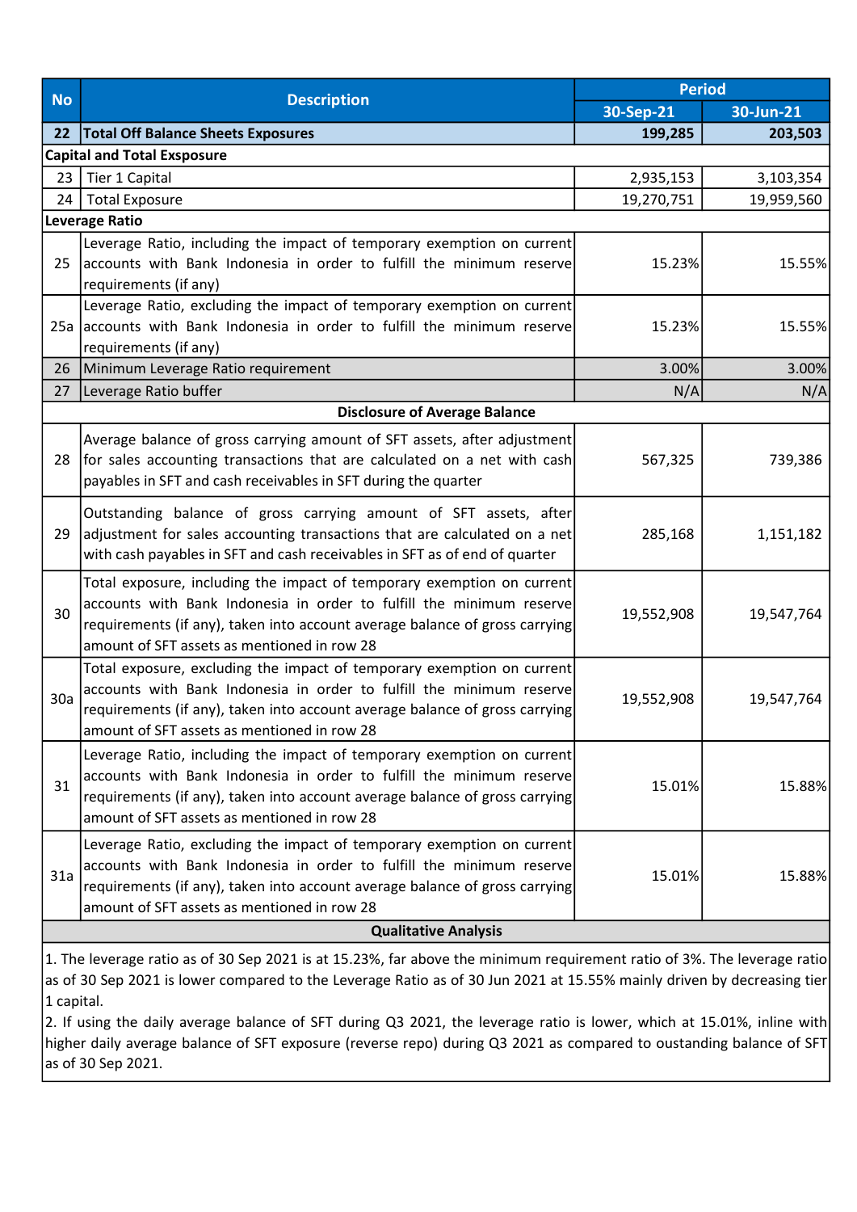| No | Description | Period | |
|---|---|---|---|
| | | 30-Sep-21 | 30-Jun-21 |
| **22** | **Total Off Balance Sheets Exposures** | **199,285** | **203,503** |
| **Capital and Total Exsposure** | | | |
| 23 | Tier 1 Capital | 2,935,153 | 3,103,354 |
| 24 | Total Exposure | 19,270,751 | 19,959,560 |
| **Leverage Ratio** | | | |
| 25 | Leverage Ratio, including the impact of temporary exemption on current accounts with Bank Indonesia in order to fulfill the minimum reserve requirements (if any) | 15.23% | 15.55% |
| 25a | Leverage Ratio, excluding the impact of temporary exemption on current accounts with Bank Indonesia in order to fulfill the minimum reserve requirements (if any) | 15.23% | 15.55% |
| 26 | Minimum Leverage Ratio requirement | 3.00% | 3.00% |
| 27 | Leverage Ratio buffer | N/A | N/A |
| **Disclosure of Average Balance** | | | |
| 28 | Average balance of gross carrying amount of SFT assets, after adjustment for sales accounting transactions that are calculated on a net with cash payables in SFT and cash receivables in SFT during the quarter | 567,325 | 739,386 |
| 29 | Outstanding balance of gross carrying amount of SFT assets, after adjustment for sales accounting transactions that are calculated on a net with cash payables in SFT and cash receivables in SFT as of end of quarter | 285,168 | 1,151,182 |
| 30 | Total exposure, including the impact of temporary exemption on current accounts with Bank Indonesia in order to fulfill the minimum reserve requirements (if any), taken into account average balance of gross carrying amount of SFT assets as mentioned in row 28 | 19,552,908 | 19,547,764 |
| 30a | Total exposure, excluding the impact of temporary exemption on current accounts with Bank Indonesia in order to fulfill the minimum reserve requirements (if any), taken into account average balance of gross carrying amount of SFT assets as mentioned in row 28 | 19,552,908 | 19,547,764 |
| 31 | Leverage Ratio, including the impact of temporary exemption on current accounts with Bank Indonesia in order to fulfill the minimum reserve requirements (if any), taken into account average balance of gross carrying amount of SFT assets as mentioned in row 28 | 15.01% | 15.88% |
| 31a | Leverage Ratio, excluding the impact of temporary exemption on current accounts with Bank Indonesia in order to fulfill the minimum reserve requirements (if any), taken into account average balance of gross carrying amount of SFT assets as mentioned in row 28 | 15.01% | 15.88% |

**Qualitative Analysis**

1. The leverage ratio as of 30 Sep 2021 is at 15.23%, far above the minimum requirement ratio of 3%. The leverage ratio as of 30 Sep 2021 is lower compared to the Leverage Ratio as of 30 Jun 2021 at 15.55% mainly driven by decreasing tier 1 capital.
2. If using the daily average balance of SFT during Q3 2021, the leverage ratio is lower, which at 15.01%, inline with higher daily average balance of SFT exposure (reverse repo) during Q3 2021 as compared to oustanding balance of SFT as of 30 Sep 2021.